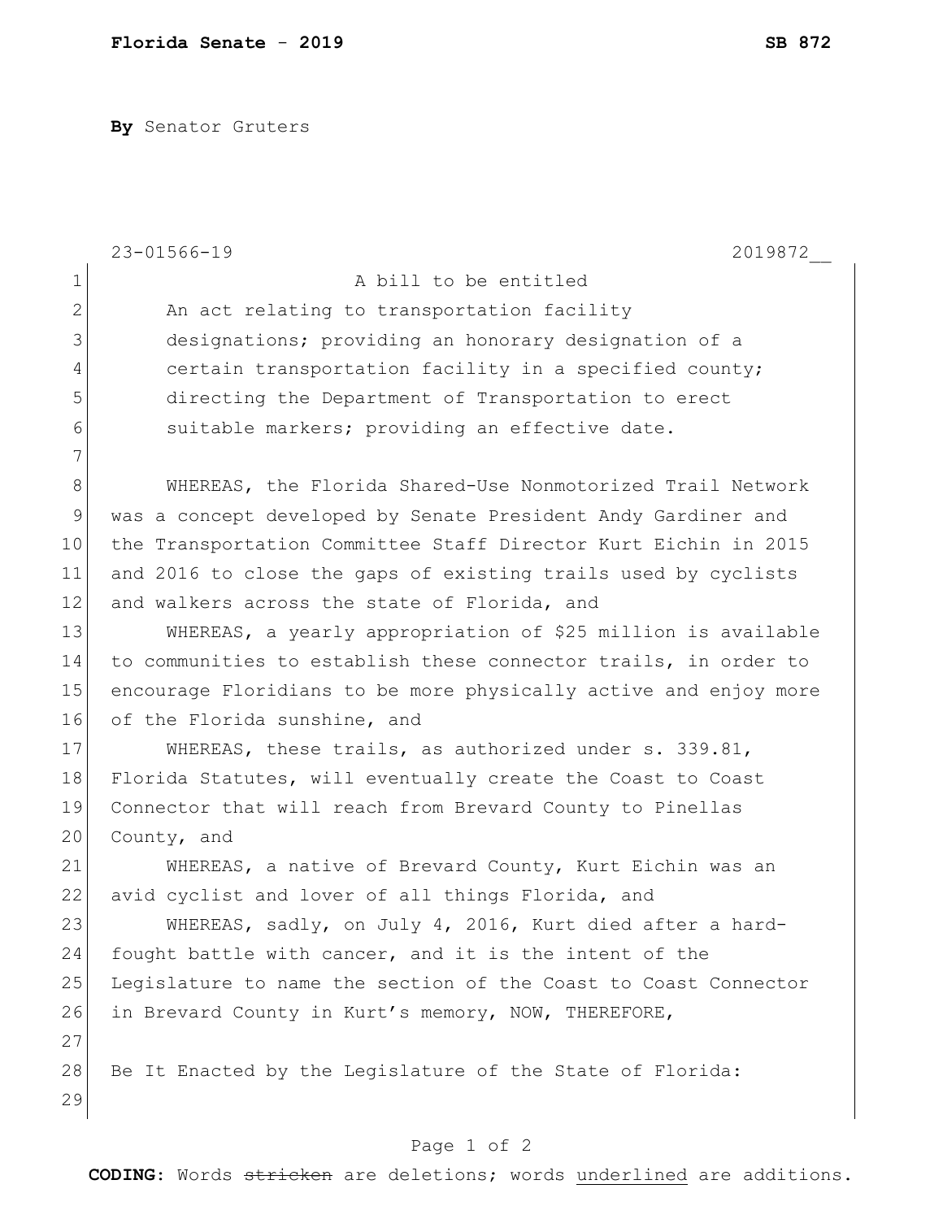**Florida Senate - 2019** **SB 872**

**By** Senator Gruters

23-01566-19 2019872__

A bill to be entitled

An act relating to transportation facility designations; providing an honorary designation of a certain transportation facility in a specified county; directing the Department of Transportation to erect suitable markers; providing an effective date.

WHEREAS, the Florida Shared-Use Nonmotorized Trail Network was a concept developed by Senate President Andy Gardiner and the Transportation Committee Staff Director Kurt Eichin in 2015 and 2016 to close the gaps of existing trails used by cyclists and walkers across the state of Florida, and

WHEREAS, a yearly appropriation of $25 million is available to communities to establish these connector trails, in order to encourage Floridians to be more physically active and enjoy more of the Florida sunshine, and

WHEREAS, these trails, as authorized under s. 339.81, Florida Statutes, will eventually create the Coast to Coast Connector that will reach from Brevard County to Pinellas County, and

WHEREAS, a native of Brevard County, Kurt Eichin was an avid cyclist and lover of all things Florida, and

WHEREAS, sadly, on July 4, 2016, Kurt died after a hard-fought battle with cancer, and it is the intent of the Legislature to name the section of the Coast to Coast Connector in Brevard County in Kurt's memory, NOW, THEREFORE,

Be It Enacted by the Legislature of the State of Florida:

**CODING:** Words ~~stricken~~ are deletions; words <u>underlined</u> are additions.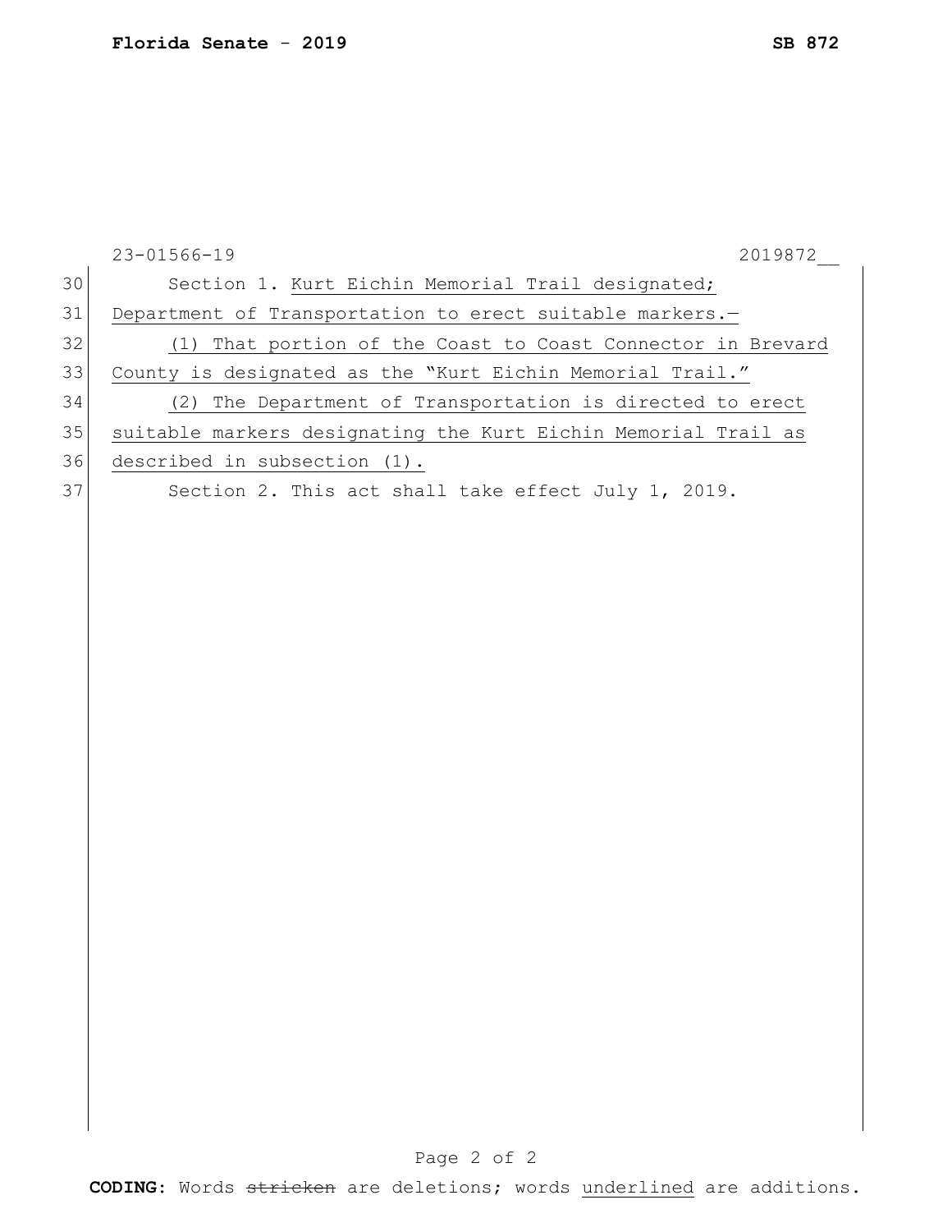23-01566-19 2019872__

Section 1. Kurt Eichin Memorial Trail designated; Department of Transportation to erect suitable markers.—

(1) That portion of the Coast to Coast Connector in Brevard County is designated as the "Kurt Eichin Memorial Trail."

(2) The Department of Transportation is directed to erect suitable markers designating the Kurt Eichin Memorial Trail as described in subsection (1).

Section 2. This act shall take effect July 1, 2019.

**CODING:** Words ~~stricken~~ are deletions; words underlined are additions.